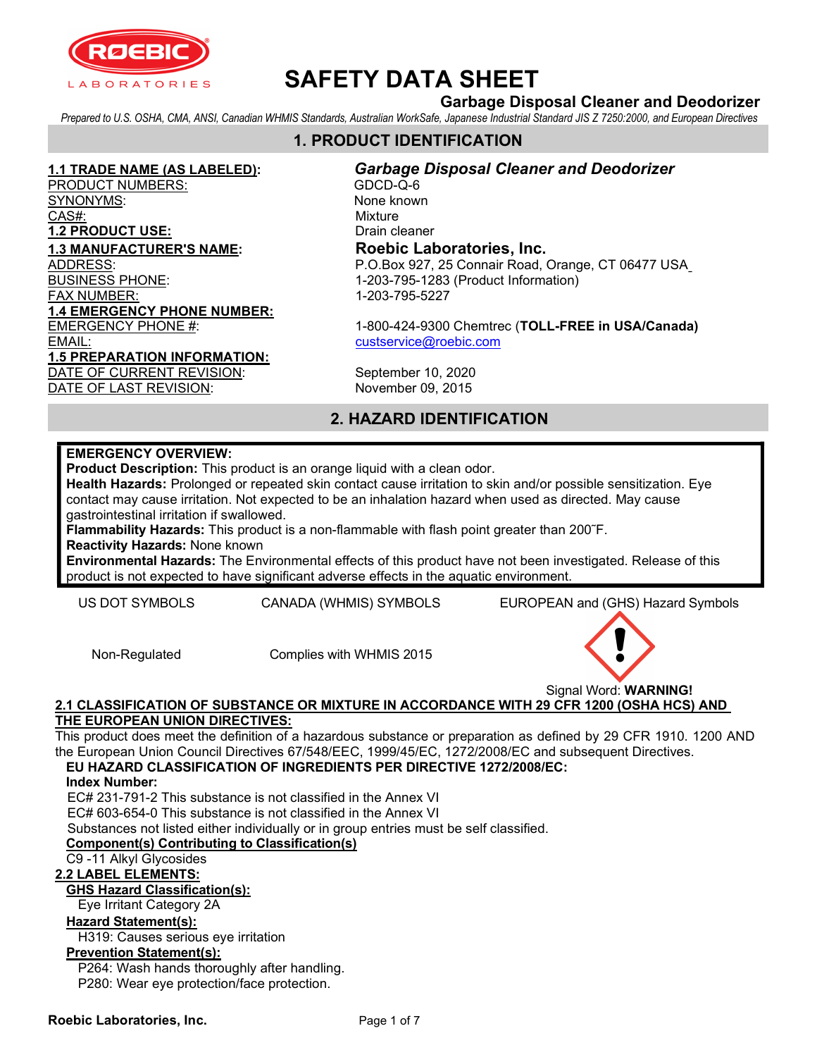# SAFETY DATA SHEET

**Garbage Disposal Cleaner and Deodorizer**

*Prepared to U.S. OSHA, CMA, ANSI, Canadian WHMIS Standards, Australian WorkSafe, Japanese Industrial Standard JIS Z 7250:2000, and European Directives*

## 1. PRODUCT IDENTIFICATION

**1.1 TRADE NAME (AS LABELED):** ***Garbage Disposal Cleaner and Deodorizer***

PRODUCT NUMBERS: GDCD-Q-6

SYNONYMS: None known

CAS#: Mixture

**1.2 PRODUCT USE:** Drain cleaner

**1.3 MANUFACTURER'S NAME:** **Roebic Laboratories, Inc.**

ADDRESS: P.O.Box 927, 25 Connair Road, Orange, CT 06477 USA

BUSINESS PHONE: 1-203-795-1283 (Product Information)

FAX NUMBER: 1-203-795-5227

**1.4 EMERGENCY PHONE NUMBER:**

EMERGENCY PHONE #: 1-800-424-9300 Chemtrec (**TOLL-FREE in USA/Canada)**

EMAIL: custservice@roebic.com

**1.5 PREPARATION INFORMATION:**

DATE OF CURRENT REVISION: September 10, 2020

DATE OF LAST REVISION: November 09, 2015

## 2. HAZARD IDENTIFICATION

**EMERGENCY OVERVIEW:**

**Product Description:** This product is an orange liquid with a clean odor.

**Health Hazards:** Prolonged or repeated skin contact cause irritation to skin and/or possible sensitization. Eye contact may cause irritation. Not expected to be an inhalation hazard when used as directed. May cause gastrointestinal irritation if swallowed.

**Flammability Hazards:** This product is a non-flammable with flash point greater than 200˚F.

**Reactivity Hazards:** None known

**Environmental Hazards:** The Environmental effects of this product have not been investigated. Release of this product is not expected to have significant adverse effects in the aquatic environment.

| US DOT SYMBOLS | CANADA (WHMIS) SYMBOLS | EUROPEAN and (GHS) Hazard Symbols |
|---|---|---|
| Non-Regulated | Complies with WHMIS 2015 | Signal Word: **WARNING!** |

**2.1 CLASSIFICATION OF SUBSTANCE OR MIXTURE IN ACCORDANCE WITH 29 CFR 1200 (OSHA HCS) AND THE EUROPEAN UNION DIRECTIVES:**

This product does meet the definition of a hazardous substance or preparation as defined by 29 CFR 1910. 1200 AND the European Union Council Directives 67/548/EEC, 1999/45/EC, 1272/2008/EC and subsequent Directives.

**EU HAZARD CLASSIFICATION OF INGREDIENTS PER DIRECTIVE 1272/2008/EC:**

**Index Number:**

EC# 231-791-2 This substance is not classified in the Annex VI

EC# 603-654-0 This substance is not classified in the Annex VI

Substances not listed either individually or in group entries must be self classified.

**Component(s) Contributing to Classification(s)**

C9 -11 Alkyl Glycosides

**2.2 LABEL ELEMENTS:**

**GHS Hazard Classification(s):**

Eye Irritant Category 2A

**Hazard Statement(s):**

H319: Causes serious eye irritation

**Prevention Statement(s):**

P264: Wash hands thoroughly after handling.

P280: Wear eye protection/face protection.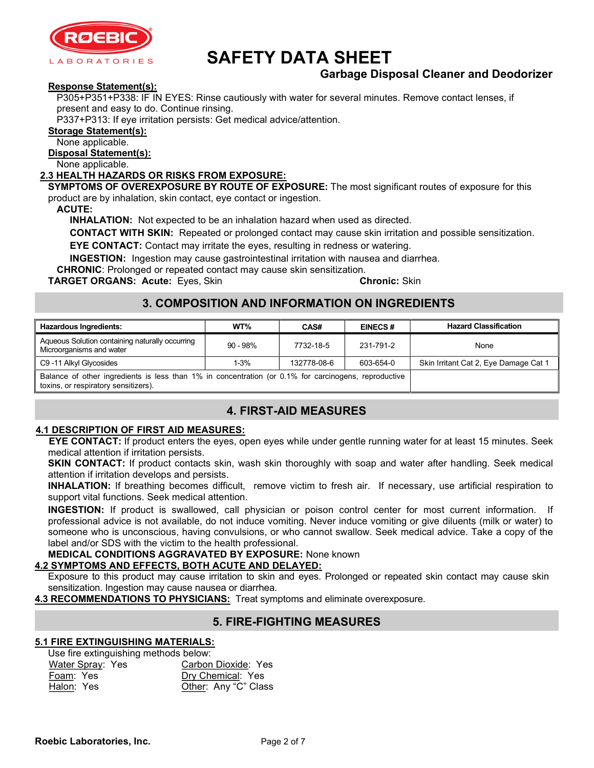**Response Statement(s):**

P305+P351+P338: IF IN EYES: Rinse cautiously with water for several minutes. Remove contact lenses, if present and easy to do. Continue rinsing.

P337+P313: If eye irritation persists: Get medical advice/attention.

**Storage Statement(s):**

None applicable.

**Disposal Statement(s):**

None applicable.

### 2.3 HEALTH HAZARDS OR RISKS FROM EXPOSURE:

**SYMPTOMS OF OVEREXPOSURE BY ROUTE OF EXPOSURE:** The most significant routes of exposure for this product are by inhalation, skin contact, eye contact or ingestion.

**ACUTE:**

**INHALATION:** Not expected to be an inhalation hazard when used as directed.

**CONTACT WITH SKIN:** Repeated or prolonged contact may cause skin irritation and possible sensitization.

**EYE CONTACT:** Contact may irritate the eyes, resulting in redness or watering.

**INGESTION:** Ingestion may cause gastrointestinal irritation with nausea and diarrhea.

**CHRONIC**: Prolonged or repeated contact may cause skin sensitization.

**TARGET ORGANS: Acute:** Eyes, Skin **Chronic:** Skin

## 3. COMPOSITION AND INFORMATION ON INGREDIENTS

| Hazardous Ingredients: | WT% | CAS# | EINECS # | Hazard Classification |
|---|---|---|---|---|
| Aqueous Solution containing naturally occurring Microorganisms and water | 90 - 98% | 7732-18-5 | 231-791-2 | None |
| C9 -11 Alkyl Glycosides | 1-3% | 132778-08-6 | 603-654-0 | Skin Irritant Cat 2, Eye Damage Cat 1 |
| Balance of other ingredients is less than 1% in concentration (or 0.1% for carcinogens, reproductive toxins, or respiratory sensitizers). | | | | |

## 4. FIRST-AID MEASURES

### 4.1 DESCRIPTION OF FIRST AID MEASURES:

**EYE CONTACT:** If product enters the eyes, open eyes while under gentle running water for at least 15 minutes. Seek medical attention if irritation persists.

**SKIN CONTACT:** If product contacts skin, wash skin thoroughly with soap and water after handling. Seek medical attention if irritation develops and persists.

**INHALATION:** If breathing becomes difficult, remove victim to fresh air. If necessary, use artificial respiration to support vital functions. Seek medical attention.

**INGESTION:** If product is swallowed, call physician or poison control center for most current information. If professional advice is not available, do not induce vomiting. Never induce vomiting or give diluents (milk or water) to someone who is unconscious, having convulsions, or who cannot swallow. Seek medical advice. Take a copy of the label and/or SDS with the victim to the health professional.

**MEDICAL CONDITIONS AGGRAVATED BY EXPOSURE:** None known

### 4.2 SYMPTOMS AND EFFECTS, BOTH ACUTE AND DELAYED:

Exposure to this product may cause irritation to skin and eyes. Prolonged or repeated skin contact may cause skin sensitization. Ingestion may cause nausea or diarrhea.

**4.3 RECOMMENDATIONS TO PHYSICIANS:** Treat symptoms and eliminate overexposure.

## 5. FIRE-FIGHTING MEASURES

### 5.1 FIRE EXTINGUISHING MATERIALS:

Use fire extinguishing methods below:

Water Spray: Yes
Carbon Dioxide: Yes
Foam: Yes
Dry Chemical: Yes
Halon: Yes
Other: Any "C" Class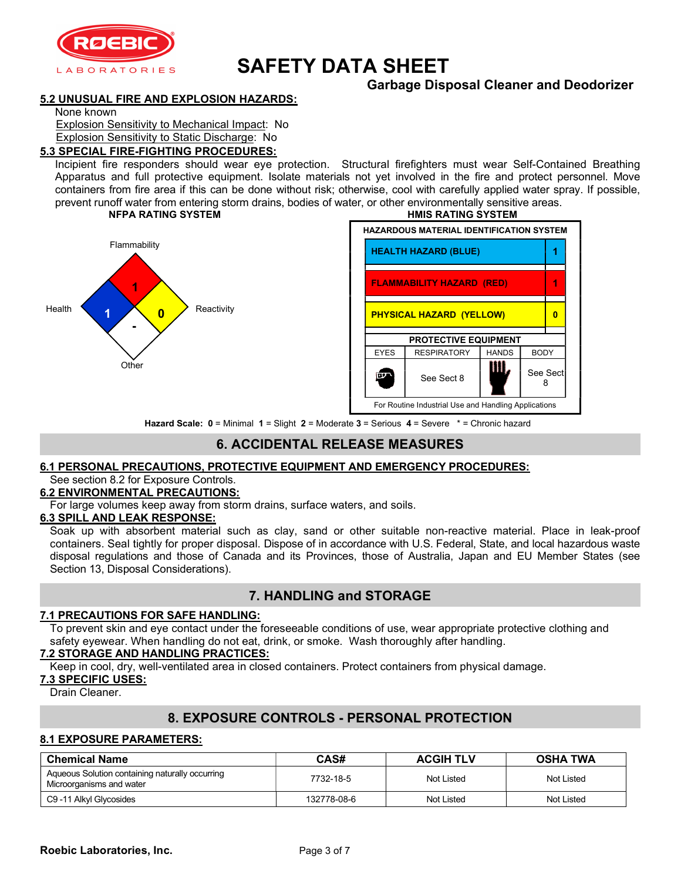### 5.2 UNUSUAL FIRE AND EXPLOSION HAZARDS:

None known

Explosion Sensitivity to Mechanical Impact: No

Explosion Sensitivity to Static Discharge: No

### 5.3 SPECIAL FIRE-FIGHTING PROCEDURES:

Incipient fire responders should wear eye protection. Structural firefighters must wear Self-Contained Breathing Apparatus and full protective equipment. Isolate materials not yet involved in the fire and protect personnel. Move containers from fire area if this can be done without risk; otherwise, cool with carefully applied water spray. If possible, prevent runoff water from entering storm drains, bodies of water, or other environmentally sensitive areas.

**NFPA RATING SYSTEM**

| Category | Rating |
|---|---|
| Flammability | 1 |
| Health | 1 |
| Reactivity | 0 |
| Other | - |

**HMIS RATING SYSTEM**

| HAZARDOUS MATERIAL IDENTIFICATION SYSTEM | |
|---|---|
| HEALTH HAZARD (BLUE) | 1 |
| FLAMMABILITY HAZARD (RED) | 1 |
| PHYSICAL HAZARD (YELLOW) | 0 |

| PROTECTIVE EQUIPMENT | | | |
|---|---|---|---|
| EYES | RESPIRATORY | HANDS | BODY |
| | See Sect 8 | | See Sect 8 |

For Routine Industrial Use and Handling Applications

**Hazard Scale: 0** = Minimal **1** = Slight **2** = Moderate **3** = Serious **4** = Severe * = Chronic hazard

## 6. ACCIDENTAL RELEASE MEASURES

### 6.1 PERSONAL PRECAUTIONS, PROTECTIVE EQUIPMENT AND EMERGENCY PROCEDURES:

See section 8.2 for Exposure Controls.

### 6.2 ENVIRONMENTAL PRECAUTIONS:

For large volumes keep away from storm drains, surface waters, and soils.

### 6.3 SPILL AND LEAK RESPONSE:

Soak up with absorbent material such as clay, sand or other suitable non-reactive material. Place in leak-proof containers. Seal tightly for proper disposal. Dispose of in accordance with U.S. Federal, State, and local hazardous waste disposal regulations and those of Canada and its Provinces, those of Australia, Japan and EU Member States (see Section 13, Disposal Considerations).

## 7. HANDLING and STORAGE

### 7.1 PRECAUTIONS FOR SAFE HANDLING:

To prevent skin and eye contact under the foreseeable conditions of use, wear appropriate protective clothing and safety eyewear. When handling do not eat, drink, or smoke. Wash thoroughly after handling.

### 7.2 STORAGE AND HANDLING PRACTICES:

Keep in cool, dry, well-ventilated area in closed containers. Protect containers from physical damage.

### 7.3 SPECIFIC USES:

Drain Cleaner.

## 8. EXPOSURE CONTROLS - PERSONAL PROTECTION

### 8.1 EXPOSURE PARAMETERS:

| Chemical Name | CAS# | ACGIH TLV | OSHA TWA |
|---|---|---|---|
| Aqueous Solution containing naturally occurring Microorganisms and water | 7732-18-5 | Not Listed | Not Listed |
| C9 -11 Alkyl Glycosides | 132778-08-6 | Not Listed | Not Listed |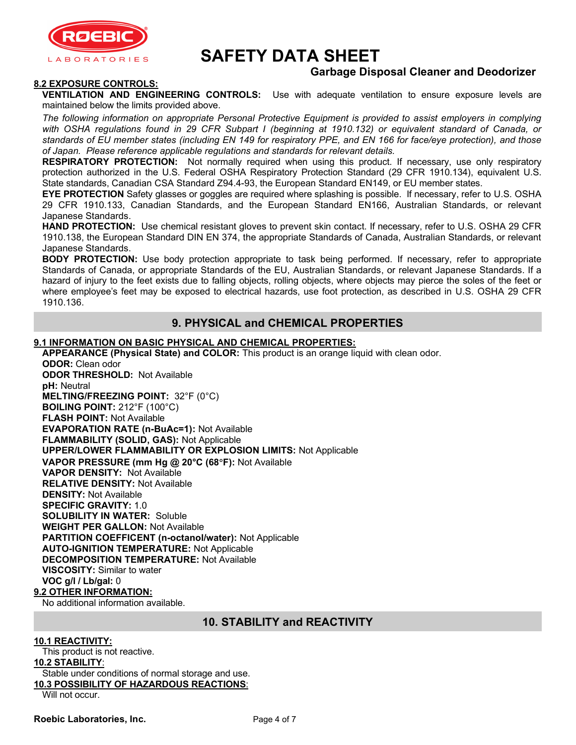#### 8.2 EXPOSURE CONTROLS:

**VENTILATION AND ENGINEERING CONTROLS:** Use with adequate ventilation to ensure exposure levels are maintained below the limits provided above.

*The following information on appropriate Personal Protective Equipment is provided to assist employers in complying with OSHA regulations found in 29 CFR Subpart I (beginning at 1910.132) or equivalent standard of Canada, or standards of EU member states (including EN 149 for respiratory PPE, and EN 166 for face/eye protection), and those of Japan. Please reference applicable regulations and standards for relevant details.*

**RESPIRATORY PROTECTION:** Not normally required when using this product. If necessary, use only respiratory protection authorized in the U.S. Federal OSHA Respiratory Protection Standard (29 CFR 1910.134), equivalent U.S. State standards, Canadian CSA Standard Z94.4-93, the European Standard EN149, or EU member states.

**EYE PROTECTION** Safety glasses or goggles are required where splashing is possible. If necessary, refer to U.S. OSHA 29 CFR 1910.133, Canadian Standards, and the European Standard EN166, Australian Standards, or relevant Japanese Standards.

**HAND PROTECTION:** Use chemical resistant gloves to prevent skin contact. If necessary, refer to U.S. OSHA 29 CFR 1910.138, the European Standard DIN EN 374, the appropriate Standards of Canada, Australian Standards, or relevant Japanese Standards.

**BODY PROTECTION:** Use body protection appropriate to task being performed. If necessary, refer to appropriate Standards of Canada, or appropriate Standards of the EU, Australian Standards, or relevant Japanese Standards. If a hazard of injury to the feet exists due to falling objects, rolling objects, where objects may pierce the soles of the feet or where employee's feet may be exposed to electrical hazards, use foot protection, as described in U.S. OSHA 29 CFR 1910.136.

## 9. PHYSICAL and CHEMICAL PROPERTIES

#### 9.1 INFORMATION ON BASIC PHYSICAL AND CHEMICAL PROPERTIES:

**APPEARANCE (Physical State) and COLOR:** This product is an orange liquid with clean odor.
**ODOR:** Clean odor
**ODOR THRESHOLD:** Not Available
**pH:** Neutral
**MELTING/FREEZING POINT:** 32°F (0°C)
**BOILING POINT:** 212°F (100°C)
**FLASH POINT:** Not Available
**EVAPORATION RATE (n-BuAc=1):** Not Available
**FLAMMABILITY (SOLID, GAS):** Not Applicable
**UPPER/LOWER FLAMMABILITY OR EXPLOSION LIMITS:** Not Applicable
**VAPOR PRESSURE (mm Hg @ 20°C (68°F):** Not Available
**VAPOR DENSITY:** Not Available
**RELATIVE DENSITY:** Not Available
**DENSITY:** Not Available
**SPECIFIC GRAVITY:** 1.0
**SOLUBILITY IN WATER:** Soluble
**WEIGHT PER GALLON:** Not Available
**PARTITION COEFFICENT (n-octanol/water):** Not Applicable
**AUTO-IGNITION TEMPERATURE:** Not Applicable
**DECOMPOSITION TEMPERATURE:** Not Available
**VISCOSITY:** Similar to water
**VOC g/l / Lb/gal:** 0

#### 9.2 OTHER INFORMATION:

No additional information available.

## 10. STABILITY and REACTIVITY

#### 10.1 REACTIVITY:

This product is not reactive.

#### 10.2 STABILITY:

Stable under conditions of normal storage and use.

#### 10.3 POSSIBILITY OF HAZARDOUS REACTIONS:

Will not occur.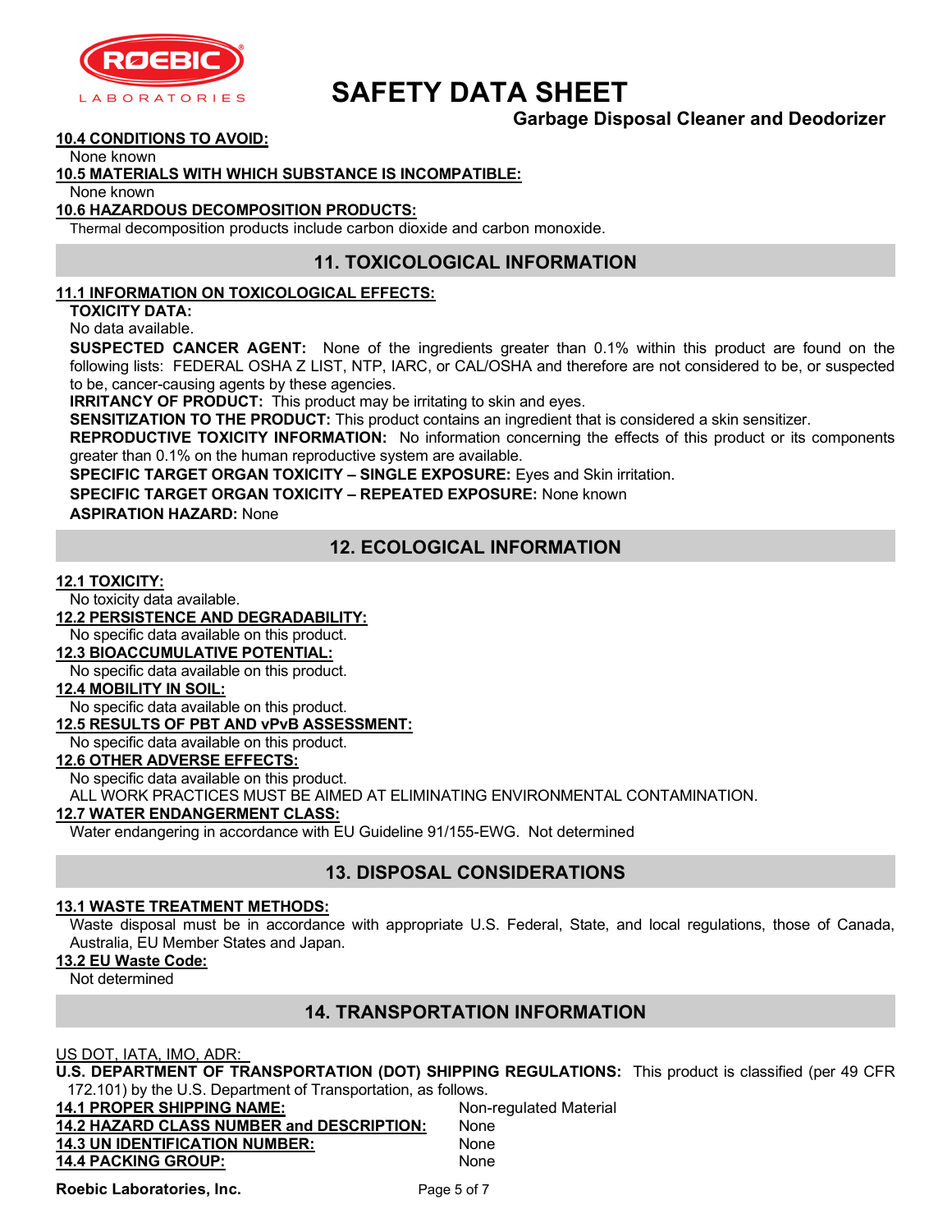**10.4 CONDITIONS TO AVOID:**

None known

**10.5 MATERIALS WITH WHICH SUBSTANCE IS INCOMPATIBLE:**

None known

**10.6 HAZARDOUS DECOMPOSITION PRODUCTS:**

Thermal decomposition products include carbon dioxide and carbon monoxide.

## 11. TOXICOLOGICAL INFORMATION

**11.1 INFORMATION ON TOXICOLOGICAL EFFECTS:**

**TOXICITY DATA:**
No data available.

**SUSPECTED CANCER AGENT:** None of the ingredients greater than 0.1% within this product are found on the following lists: FEDERAL OSHA Z LIST, NTP, IARC, or CAL/OSHA and therefore are not considered to be, or suspected to be, cancer-causing agents by these agencies.

**IRRITANCY OF PRODUCT:** This product may be irritating to skin and eyes.

**SENSITIZATION TO THE PRODUCT:** This product contains an ingredient that is considered a skin sensitizer.

**REPRODUCTIVE TOXICITY INFORMATION:** No information concerning the effects of this product or its components greater than 0.1% on the human reproductive system are available.

**SPECIFIC TARGET ORGAN TOXICITY – SINGLE EXPOSURE:** Eyes and Skin irritation.

**SPECIFIC TARGET ORGAN TOXICITY – REPEATED EXPOSURE:** None known

**ASPIRATION HAZARD:** None

## 12. ECOLOGICAL INFORMATION

**12.1 TOXICITY:**

No toxicity data available.

**12.2 PERSISTENCE AND DEGRADABILITY:**

No specific data available on this product.

**12.3 BIOACCUMULATIVE POTENTIAL:**

No specific data available on this product.

**12.4 MOBILITY IN SOIL:**

No specific data available on this product.

**12.5 RESULTS OF PBT AND vPvB ASSESSMENT:**

No specific data available on this product.

**12.6 OTHER ADVERSE EFFECTS:**

No specific data available on this product.
ALL WORK PRACTICES MUST BE AIMED AT ELIMINATING ENVIRONMENTAL CONTAMINATION.

**12.7 WATER ENDANGERMENT CLASS:**

Water endangering in accordance with EU Guideline 91/155-EWG. Not determined

## 13. DISPOSAL CONSIDERATIONS

**13.1 WASTE TREATMENT METHODS:**

Waste disposal must be in accordance with appropriate U.S. Federal, State, and local regulations, those of Canada, Australia, EU Member States and Japan.

**13.2 EU Waste Code:**

Not determined

## 14. TRANSPORTATION INFORMATION

US DOT, IATA, IMO, ADR:

**U.S. DEPARTMENT OF TRANSPORTATION (DOT) SHIPPING REGULATIONS:** This product is classified (per 49 CFR 172.101) by the U.S. Department of Transportation, as follows.

| | |
|---|---|
| **14.1 PROPER SHIPPING NAME:** | Non-regulated Material |
| **14.2 HAZARD CLASS NUMBER and DESCRIPTION:** | None |
| **14.3 UN IDENTIFICATION NUMBER:** | None |
| **14.4 PACKING GROUP:** | None |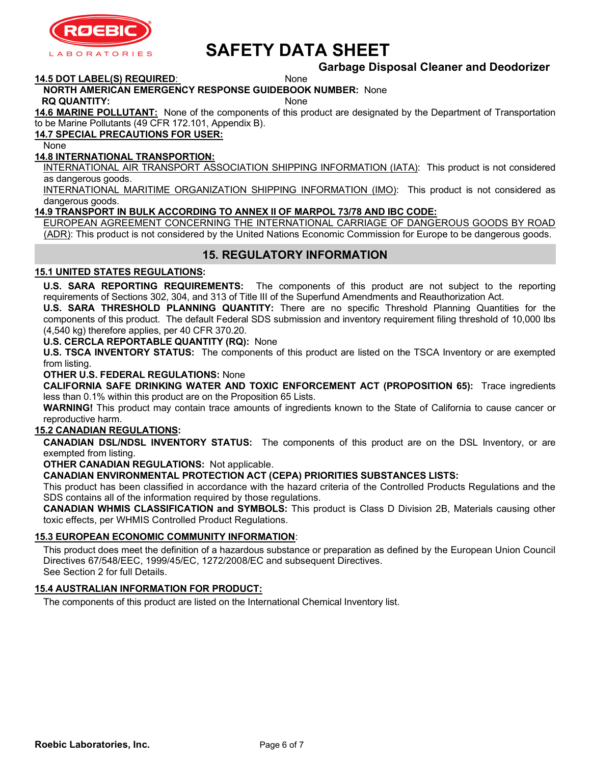**14.5 DOT LABEL(S) REQUIRED**: None

**NORTH AMERICAN EMERGENCY RESPONSE GUIDEBOOK NUMBER:** None

**RQ QUANTITY:** None

**14.6 MARINE POLLUTANT:** None of the components of this product are designated by the Department of Transportation to be Marine Pollutants (49 CFR 172.101, Appendix B).

**14.7 SPECIAL PRECAUTIONS FOR USER:**

None

**14.8 INTERNATIONAL TRANSPORTION:**

INTERNATIONAL AIR TRANSPORT ASSOCIATION SHIPPING INFORMATION (IATA): This product is not considered as dangerous goods.

INTERNATIONAL MARITIME ORGANIZATION SHIPPING INFORMATION (IMO): This product is not considered as dangerous goods.

**14.9 TRANSPORT IN BULK ACCORDING TO ANNEX II OF MARPOL 73/78 AND IBC CODE:**

EUROPEAN AGREEMENT CONCERNING THE INTERNATIONAL CARRIAGE OF DANGEROUS GOODS BY ROAD (ADR): This product is not considered by the United Nations Economic Commission for Europe to be dangerous goods.

## 15. REGULATORY INFORMATION

**15.1 UNITED STATES REGULATIONS:**

**U.S. SARA REPORTING REQUIREMENTS:** The components of this product are not subject to the reporting requirements of Sections 302, 304, and 313 of Title III of the Superfund Amendments and Reauthorization Act.

**U.S. SARA THRESHOLD PLANNING QUANTITY:** There are no specific Threshold Planning Quantities for the components of this product. The default Federal SDS submission and inventory requirement filing threshold of 10,000 lbs (4,540 kg) therefore applies, per 40 CFR 370.20.

**U.S. CERCLA REPORTABLE QUANTITY (RQ):** None

**U.S. TSCA INVENTORY STATUS:** The components of this product are listed on the TSCA Inventory or are exempted from listing.

**OTHER U.S. FEDERAL REGULATIONS:** None

**CALIFORNIA SAFE DRINKING WATER AND TOXIC ENFORCEMENT ACT (PROPOSITION 65):** Trace ingredients less than 0.1% within this product are on the Proposition 65 Lists.

**WARNING!** This product may contain trace amounts of ingredients known to the State of California to cause cancer or reproductive harm.

**15.2 CANADIAN REGULATIONS:**

**CANADIAN DSL/NDSL INVENTORY STATUS:** The components of this product are on the DSL Inventory, or are exempted from listing.

**OTHER CANADIAN REGULATIONS:** Not applicable.

**CANADIAN ENVIRONMENTAL PROTECTION ACT (CEPA) PRIORITIES SUBSTANCES LISTS:**

This product has been classified in accordance with the hazard criteria of the Controlled Products Regulations and the SDS contains all of the information required by those regulations.

**CANADIAN WHMIS CLASSIFICATION and SYMBOLS:** This product is Class D Division 2B, Materials causing other toxic effects, per WHMIS Controlled Product Regulations.

**15.3 EUROPEAN ECONOMIC COMMUNITY INFORMATION**:

This product does meet the definition of a hazardous substance or preparation as defined by the European Union Council Directives 67/548/EEC, 1999/45/EC, 1272/2008/EC and subsequent Directives.
See Section 2 for full Details.

**15.4 AUSTRALIAN INFORMATION FOR PRODUCT:**

The components of this product are listed on the International Chemical Inventory list.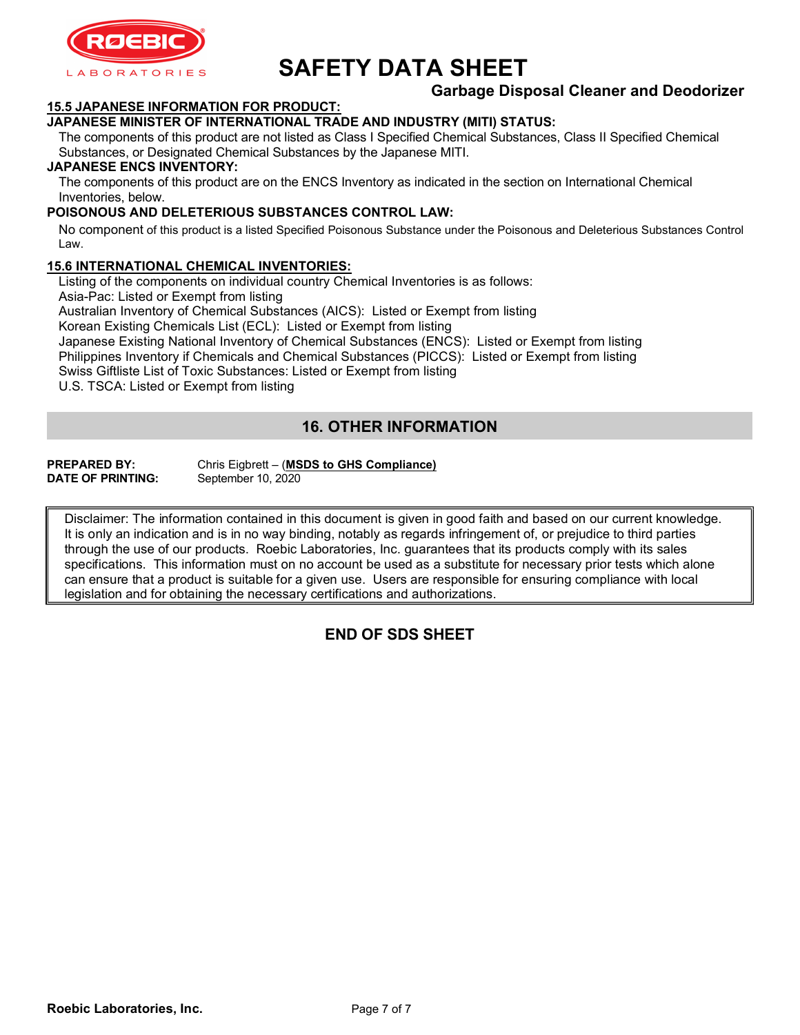#### 15.5 JAPANESE INFORMATION FOR PRODUCT:

**JAPANESE MINISTER OF INTERNATIONAL TRADE AND INDUSTRY (MITI) STATUS:**

The components of this product are not listed as Class I Specified Chemical Substances, Class II Specified Chemical Substances, or Designated Chemical Substances by the Japanese MITI.

**JAPANESE ENCS INVENTORY:**

The components of this product are on the ENCS Inventory as indicated in the section on International Chemical Inventories, below.

**POISONOUS AND DELETERIOUS SUBSTANCES CONTROL LAW:**

No component of this product is a listed Specified Poisonous Substance under the Poisonous and Deleterious Substances Control Law.

#### 15.6 INTERNATIONAL CHEMICAL INVENTORIES:

Listing of the components on individual country Chemical Inventories is as follows:
Asia-Pac: Listed or Exempt from listing
Australian Inventory of Chemical Substances (AICS): Listed or Exempt from listing
Korean Existing Chemicals List (ECL): Listed or Exempt from listing
Japanese Existing National Inventory of Chemical Substances (ENCS): Listed or Exempt from listing
Philippines Inventory if Chemicals and Chemical Substances (PICCS): Listed or Exempt from listing
Swiss Giftliste List of Toxic Substances: Listed or Exempt from listing
U.S. TSCA: Listed or Exempt from listing

## 16. OTHER INFORMATION

**PREPARED BY:** Chris Eigbrett – (**MSDS to GHS Compliance)**
**DATE OF PRINTING:** September 10, 2020

Disclaimer: The information contained in this document is given in good faith and based on our current knowledge. It is only an indication and is in no way binding, notably as regards infringement of, or prejudice to third parties through the use of our products. Roebic Laboratories, Inc. guarantees that its products comply with its sales specifications. This information must on no account be used as a substitute for necessary prior tests which alone can ensure that a product is suitable for a given use. Users are responsible for ensuring compliance with local legislation and for obtaining the necessary certifications and authorizations.

**END OF SDS SHEET**